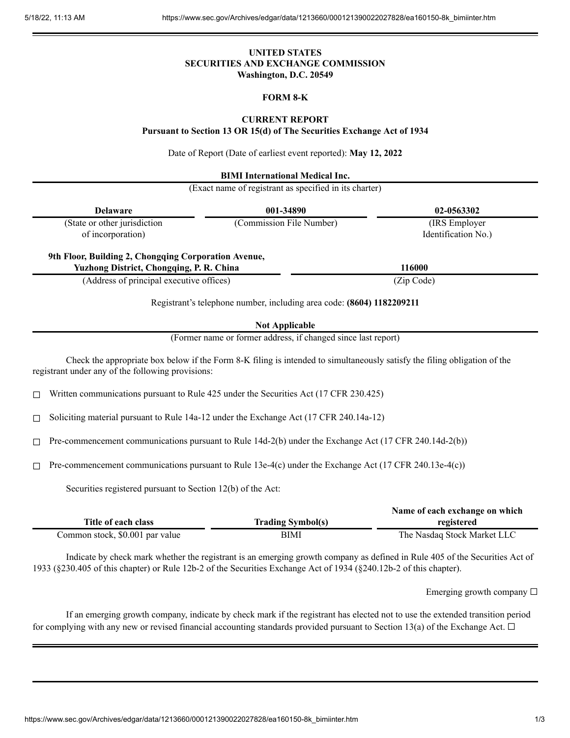**UNITED STATES**
**SECURITIES AND EXCHANGE COMMISSION**
**Washington, D.C. 20549**

**FORM 8-K**

**CURRENT REPORT**
**Pursuant to Section 13 OR 15(d) of The Securities Exchange Act of 1934**

Date of Report (Date of earliest event reported): **May 12, 2022**

**BIMI International Medical Inc.**
(Exact name of registrant as specified in its charter)

| **Delaware** | **001-34890** | **02-0563302** |
|---|---|---|
| (State or other jurisdiction of incorporation) | (Commission File Number) | (IRS Employer Identification No.) |

| **9th Floor, Building 2, Chongqing Corporation Avenue, Yuzhong District, Chongqing, P. R. China** | **116000** |
|---|---|
| (Address of principal executive offices) | (Zip Code) |

Registrant's telephone number, including area code: **(8604) 1182209211**

**Not Applicable**
(Former name or former address, if changed since last report)

Check the appropriate box below if the Form 8-K filing is intended to simultaneously satisfy the filing obligation of the registrant under any of the following provisions:

☐ Written communications pursuant to Rule 425 under the Securities Act (17 CFR 230.425)

☐ Soliciting material pursuant to Rule 14a-12 under the Exchange Act (17 CFR 240.14a-12)

☐ Pre-commencement communications pursuant to Rule 14d-2(b) under the Exchange Act (17 CFR 240.14d-2(b))

☐ Pre-commencement communications pursuant to Rule 13e-4(c) under the Exchange Act (17 CFR 240.13e-4(c))

Securities registered pursuant to Section 12(b) of the Act:

| Title of each class | Trading Symbol(s) | Name of each exchange on which registered |
|---|---|---|
| Common stock, $0.001 par value | BIMI | The Nasdaq Stock Market LLC |

Indicate by check mark whether the registrant is an emerging growth company as defined in Rule 405 of the Securities Act of 1933 (§230.405 of this chapter) or Rule 12b-2 of the Securities Exchange Act of 1934 (§240.12b-2 of this chapter).

Emerging growth company ☐

If an emerging growth company, indicate by check mark if the registrant has elected not to use the extended transition period for complying with any new or revised financial accounting standards provided pursuant to Section 13(a) of the Exchange Act. ☐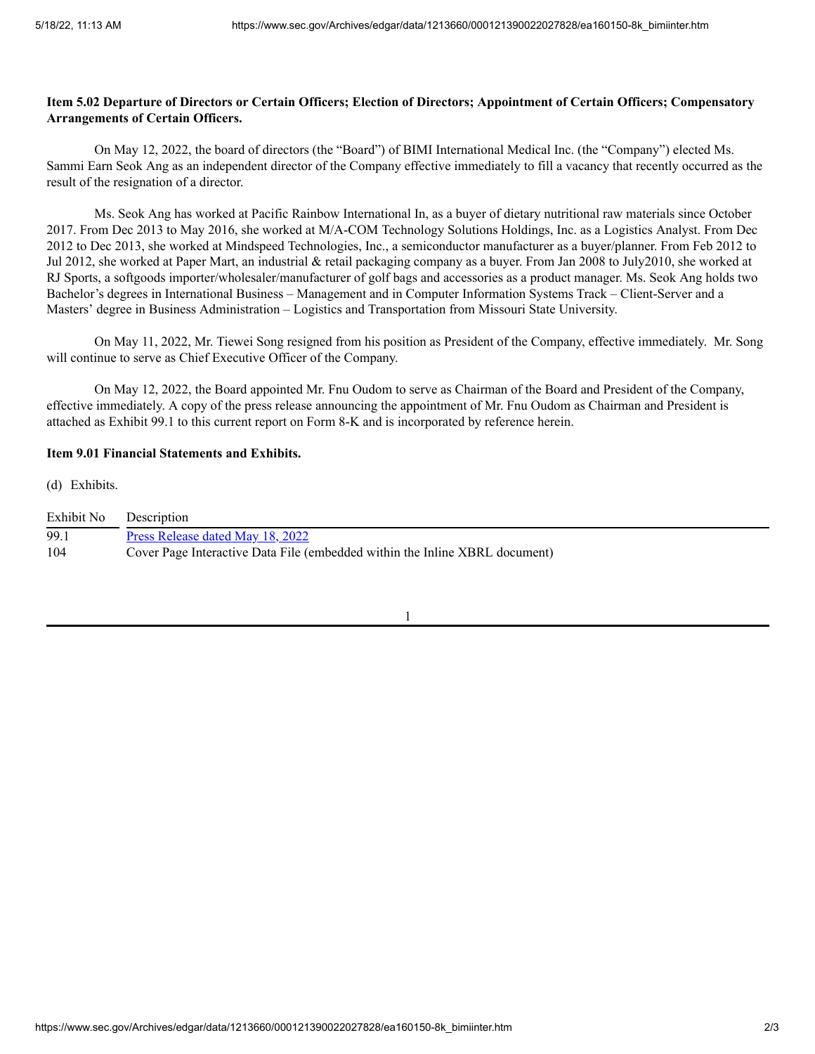**Item 5.02 Departure of Directors or Certain Officers; Election of Directors; Appointment of Certain Officers; Compensatory Arrangements of Certain Officers.**

On May 12, 2022, the board of directors (the "Board") of BIMI International Medical Inc. (the "Company") elected Ms. Sammi Earn Seok Ang as an independent director of the Company effective immediately to fill a vacancy that recently occurred as the result of the resignation of a director.

Ms. Seok Ang has worked at Pacific Rainbow International In, as a buyer of dietary nutritional raw materials since October 2017. From Dec 2013 to May 2016, she worked at M/A-COM Technology Solutions Holdings, Inc. as a Logistics Analyst. From Dec 2012 to Dec 2013, she worked at Mindspeed Technologies, Inc., a semiconductor manufacturer as a buyer/planner. From Feb 2012 to Jul 2012, she worked at Paper Mart, an industrial & retail packaging company as a buyer. From Jan 2008 to July2010, she worked at RJ Sports, a softgoods importer/wholesaler/manufacturer of golf bags and accessories as a product manager. Ms. Seok Ang holds two Bachelor's degrees in International Business – Management and in Computer Information Systems Track – Client-Server and a Masters' degree in Business Administration – Logistics and Transportation from Missouri State University.

On May 11, 2022, Mr. Tiewei Song resigned from his position as President of the Company, effective immediately. Mr. Song will continue to serve as Chief Executive Officer of the Company.

On May 12, 2022, the Board appointed Mr. Fnu Oudom to serve as Chairman of the Board and President of the Company, effective immediately. A copy of the press release announcing the appointment of Mr. Fnu Oudom as Chairman and President is attached as Exhibit 99.1 to this current report on Form 8-K and is incorporated by reference herein.

**Item 9.01 Financial Statements and Exhibits.**

(d) Exhibits.

| Exhibit No | Description |
|---|---|
| 99.1 | Press Release dated May 18, 2022 |
| 104 | Cover Page Interactive Data File (embedded within the Inline XBRL document) |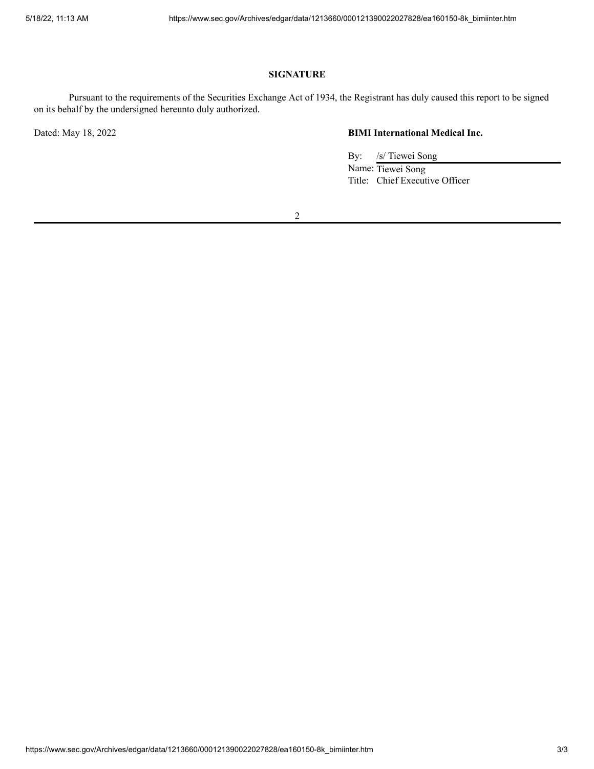**SIGNATURE**

Pursuant to the requirements of the Securities Exchange Act of 1934, the Registrant has duly caused this report to be signed on its behalf by the undersigned hereunto duly authorized.

Dated: May 18, 2022

**BIMI International Medical Inc.**

By: /s/ Tiewei Song
Name: Tiewei Song
Title: Chief Executive Officer